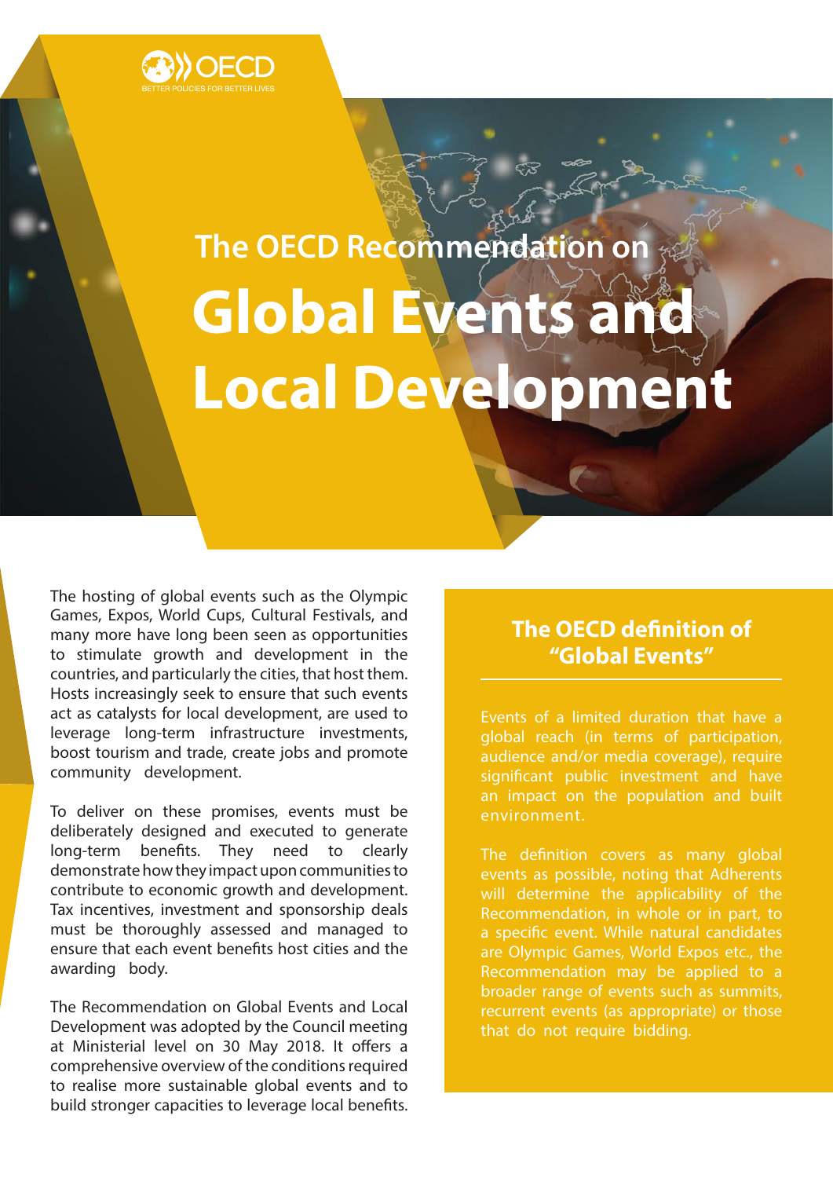OECD
BETTER POLICIES FOR BETTER LIVES

## The OECD Recommendation on

# Global Events and Local Development

The hosting of global events such as the Olympic Games, Expos, World Cups, Cultural Festivals, and many more have long been seen as opportunities to stimulate growth and development in the countries, and particularly the cities, that host them. Hosts increasingly seek to ensure that such events act as catalysts for local development, are used to leverage long-term infrastructure investments, boost tourism and trade, create jobs and promote community development.

To deliver on these promises, events must be deliberately designed and executed to generate long-term benefits. They need to clearly demonstrate how they impact upon communities to contribute to economic growth and development. Tax incentives, investment and sponsorship deals must be thoroughly assessed and managed to ensure that each event benefits host cities and the awarding body.

The Recommendation on Global Events and Local Development was adopted by the Council meeting at Ministerial level on 30 May 2018. It offers a comprehensive overview of the conditions required to realise more sustainable global events and to build stronger capacities to leverage local benefits.

### The OECD definition of "Global Events"

Events of a limited duration that have a global reach (in terms of participation, audience and/or media coverage), require significant public investment and have an impact on the population and built environment.

The definition covers as many global events as possible, noting that Adherents will determine the applicability of the Recommendation, in whole or in part, to a specific event. While natural candidates are Olympic Games, World Expos etc., the Recommendation may be applied to a broader range of events such as summits, recurrent events (as appropriate) or those that do not require bidding.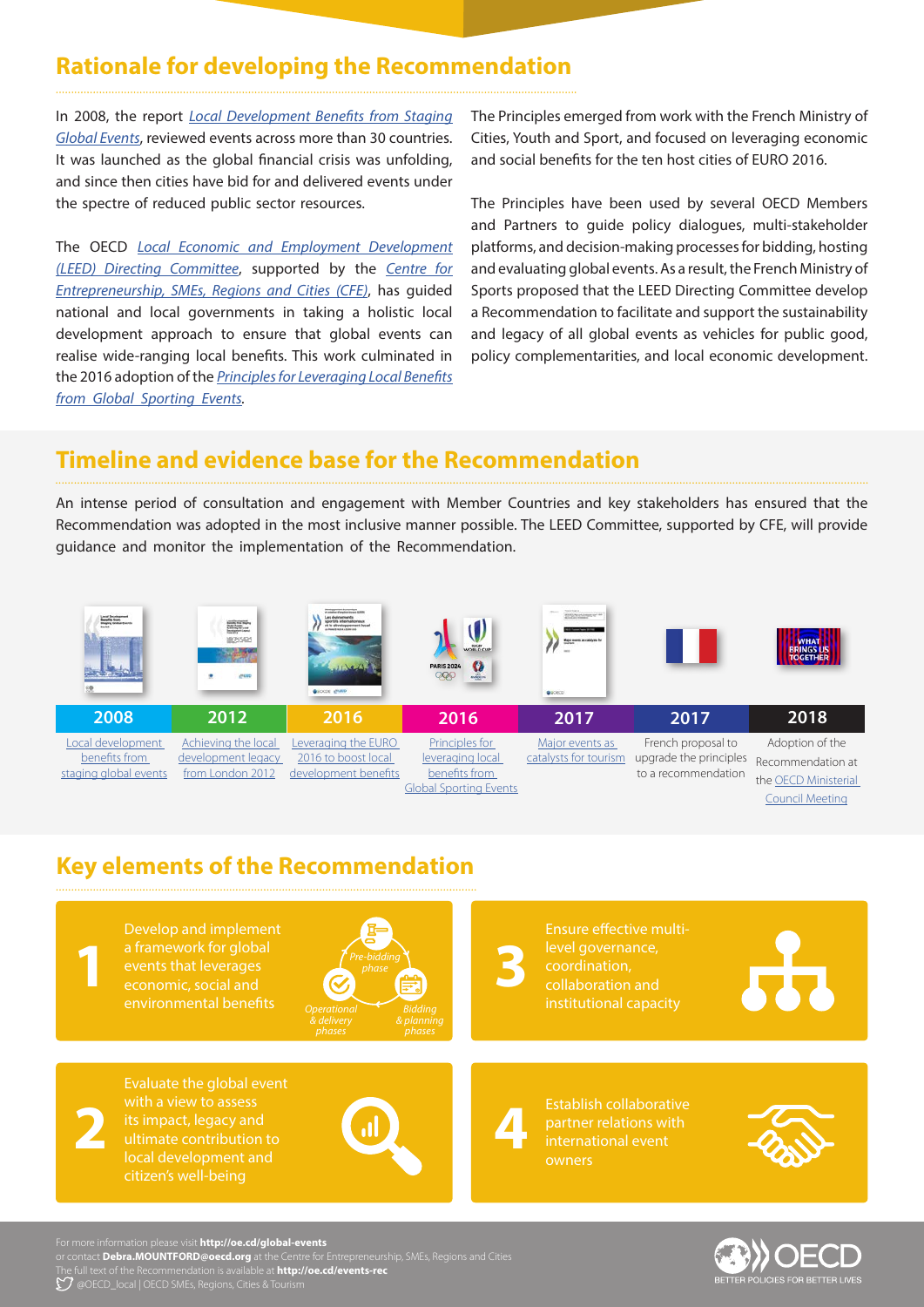## Rationale for developing the Recommendation

In 2008, the report *Local Development Benefits from Staging Global Events*, reviewed events across more than 30 countries. It was launched as the global financial crisis was unfolding, and since then cities have bid for and delivered events under the spectre of reduced public sector resources.

The OECD *Local Economic and Employment Development (LEED) Directing Committee*, supported by the *Centre for Entrepreneurship, SMEs, Regions and Cities (CFE)*, has guided national and local governments in taking a holistic local development approach to ensure that global events can realise wide-ranging local benefits. This work culminated in the 2016 adoption of the *Principles for Leveraging Local Benefits from Global Sporting Events*.

The Principles emerged from work with the French Ministry of Cities, Youth and Sport, and focused on leveraging economic and social benefits for the ten host cities of EURO 2016.

The Principles have been used by several OECD Members and Partners to guide policy dialogues, multi-stakeholder platforms, and decision-making processes for bidding, hosting and evaluating global events. As a result, the French Ministry of Sports proposed that the LEED Directing Committee develop a Recommendation to facilitate and support the sustainability and legacy of all global events as vehicles for public good, policy complementarities, and local economic development.

## Timeline and evidence base for the Recommendation

An intense period of consultation and engagement with Member Countries and key stakeholders has ensured that the Recommendation was adopted in the most inclusive manner possible. The LEED Committee, supported by CFE, will provide guidance and monitor the implementation of the Recommendation.

| 2008 | 2012 | 2016 | 2016 | 2017 | 2017 | 2018 |
|---|---|---|---|---|---|---|
| Local development benefits from staging global events | Achieving the local development legacy from London 2012 | Leveraging the EURO 2016 to boost local development benefits | Principles for leveraging local benefits from Global Sporting Events | Major events as catalysts for tourism | French proposal to upgrade the principles to a recommendation | Adoption of the Recommendation at the OECD Ministerial Council Meeting |

## Key elements of the Recommendation

**1** Develop and implement a framework for global events that leverages economic, social and environmental benefits

Pre-bidding phase
Bidding & planning phases
Operational & delivery phases

**2** Evaluate the global event with a view to assess its impact, legacy and ultimate contribution to local development and citizen's well-being

**3** Ensure effective multi-level governance, coordination, collaboration and institutional capacity

**4** Establish collaborative partner relations with international event owners

For more information please visit **http://oe.cd/global-events**
or contact **Debra.MOUNTFORD@oecd.org** at the Centre for Entrepreneurship, SMEs, Regions and Cities
The full text of the Recommendation is available at **http://oe.cd/events-rec**
@OECD_local | OECD SMEs, Regions, Cities & Tourism

OECD
BETTER POLICIES FOR BETTER LIVES